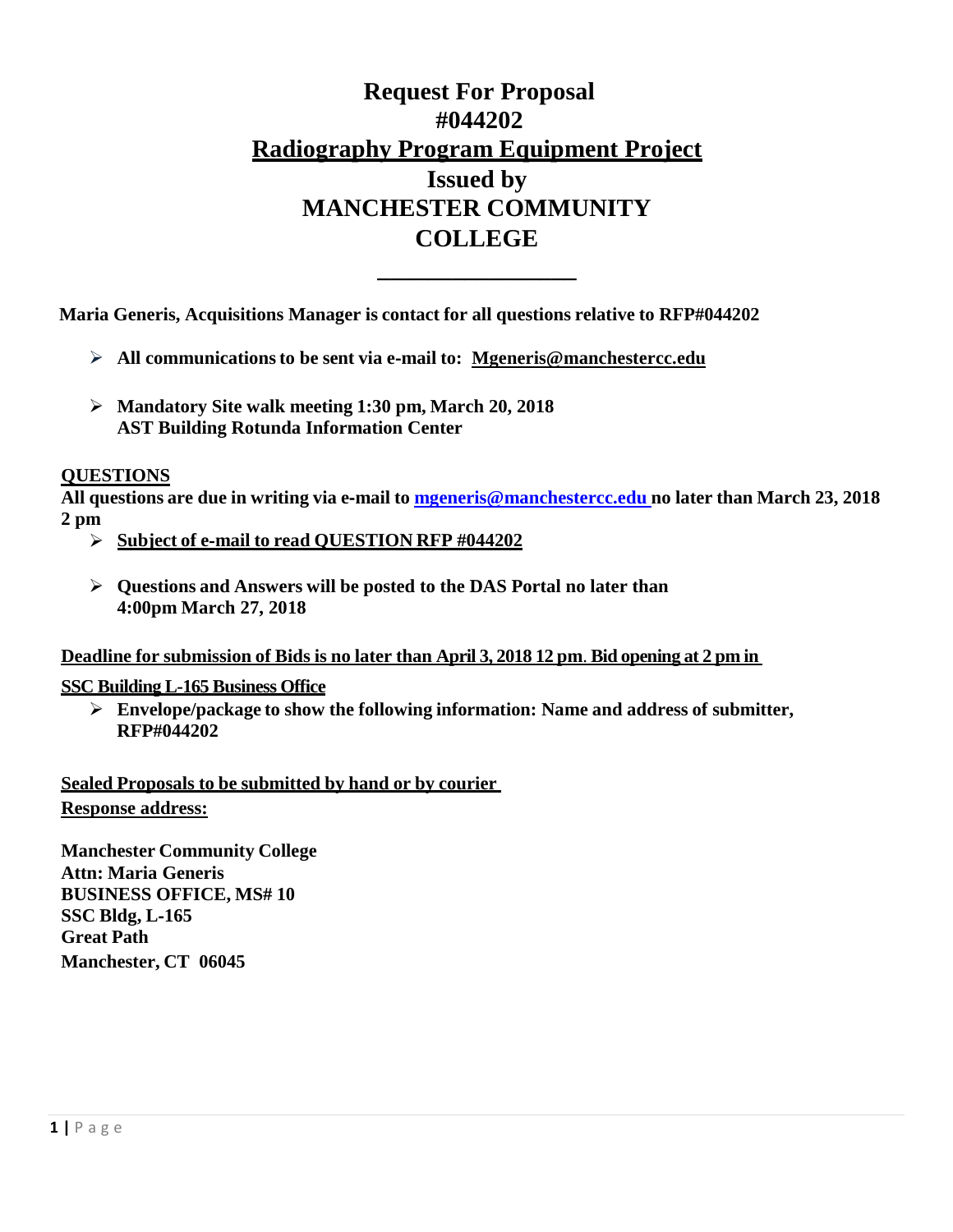# Request For Proposal
# #044202
# Radiography Program Equipment Project
# Issued by
# MANCHESTER COMMUNITY COLLEGE

---

**Maria Generis, Acquisitions Manager is contact for all questions relative to RFP#044202**

- **All communications to be sent via e-mail to: Mgeneris@manchestercc.edu**
- **Mandatory Site walk meeting 1:30 pm, March 20, 2018**
  **AST Building Rotunda Information Center**

## QUESTIONS

**All questions are due in writing via e-mail to mgeneris@manchestercc.edu no later than March 23, 2018 2 pm**

- **Subject of e-mail to read QUESTION RFP #044202**
- **Questions and Answers will be posted to the DAS Portal no later than 4:00pm March 27, 2018**

**Deadline for submission of Bids is no later than April 3, 2018 12 pm. Bid opening at 2 pm in SSC Building L-165 Business Office**

- **Envelope/package to show the following information: Name and address of submitter, RFP#044202**

**Sealed Proposals to be submitted by hand or by courier**
**Response address:**

**Manchester Community College**
**Attn: Maria Generis**
**BUSINESS OFFICE, MS# 10**
**SSC Bldg, L-165**
**Great Path**
**Manchester, CT 06045**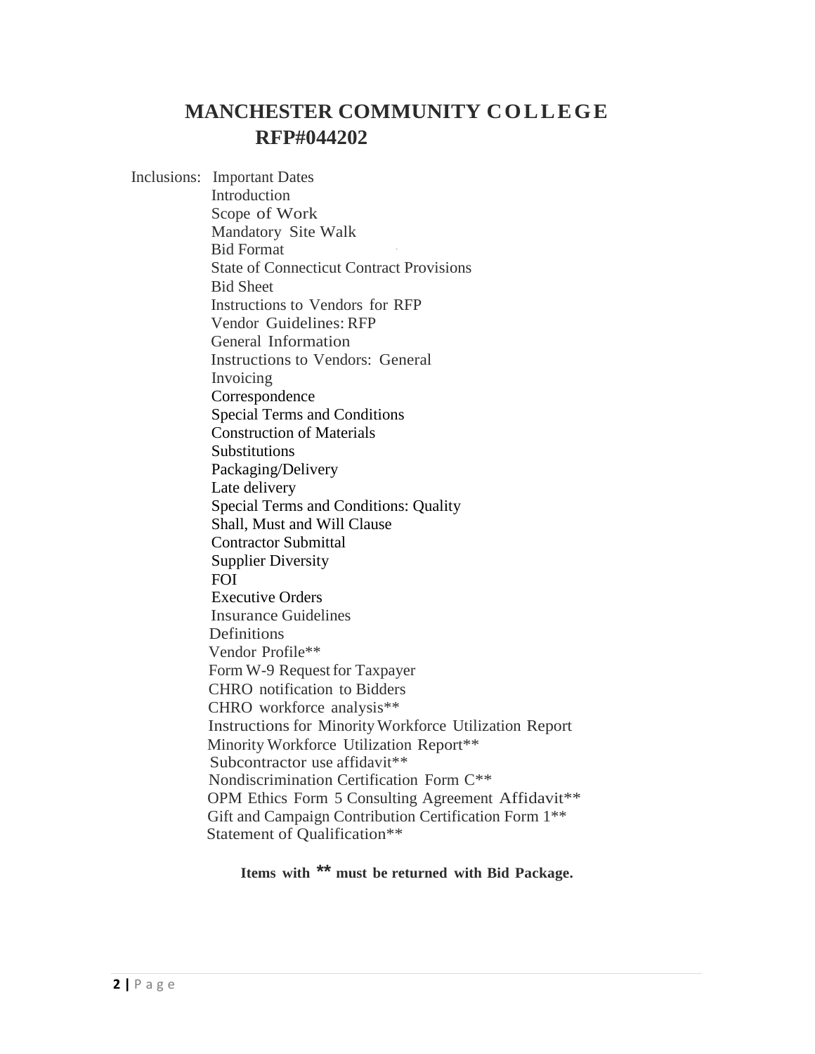# MANCHESTER COMMUNITY COLLEGE

## RFP#044202

Inclusions:

- Important Dates
- Introduction
- Scope of Work
- Mandatory Site Walk
- Bid Format
- State of Connecticut Contract Provisions
- Bid Sheet
- Instructions to Vendors for RFP
- Vendor Guidelines: RFP
- General Information
- Instructions to Vendors: General
- Invoicing
- Correspondence
- Special Terms and Conditions
- Construction of Materials
- Substitutions
- Packaging/Delivery
- Late delivery
- Special Terms and Conditions: Quality
- Shall, Must and Will Clause
- Contractor Submittal
- Supplier Diversity
- FOI
- Executive Orders
- Insurance Guidelines
- Definitions
- Vendor Profile**
- Form W-9 Request for Taxpayer
- CHRO notification to Bidders
- CHRO workforce analysis**
- Instructions for Minority Workforce Utilization Report
- Minority Workforce Utilization Report**
- Subcontractor use affidavit**
- Nondiscrimination Certification Form C**
- OPM Ethics Form 5 Consulting Agreement Affidavit**
- Gift and Campaign Contribution Certification Form 1**
- Statement of Qualification**

**Items with ** must be returned with Bid Package.**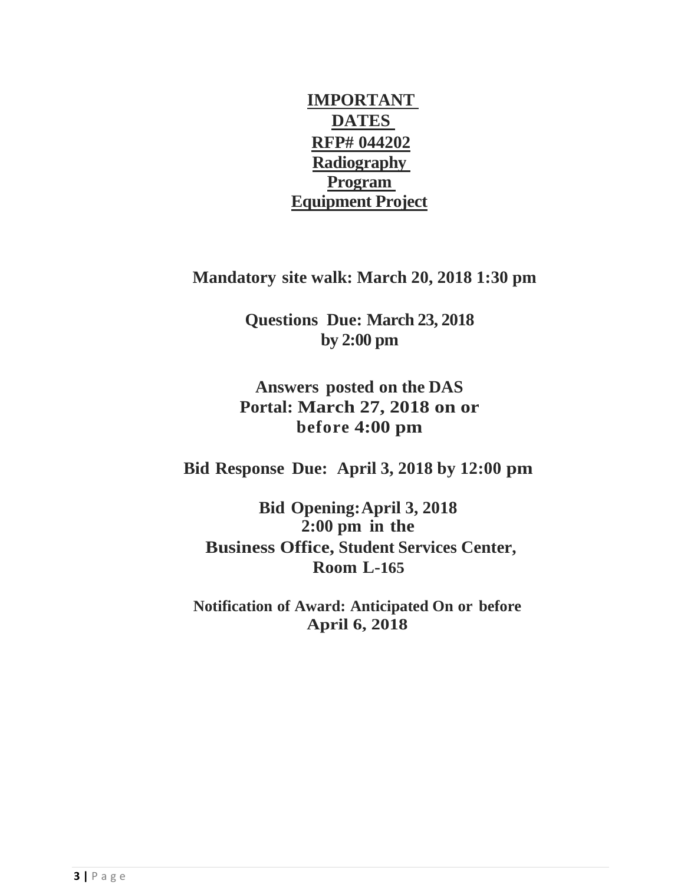**IMPORTANT DATES RFP# 044202 Radiography Program Equipment Project**

**Mandatory site walk: March 20, 2018 1:30 pm**

**Questions Due: March 23, 2018 by 2:00 pm**

**Answers posted on the DAS Portal: March 27, 2018 on or before 4:00 pm**

**Bid Response Due: April 3, 2018 by 12:00 pm**

**Bid Opening: April 3, 2018 2:00 pm in the Business Office, Student Services Center, Room L-165**

**Notification of Award: Anticipated On or before April 6, 2018**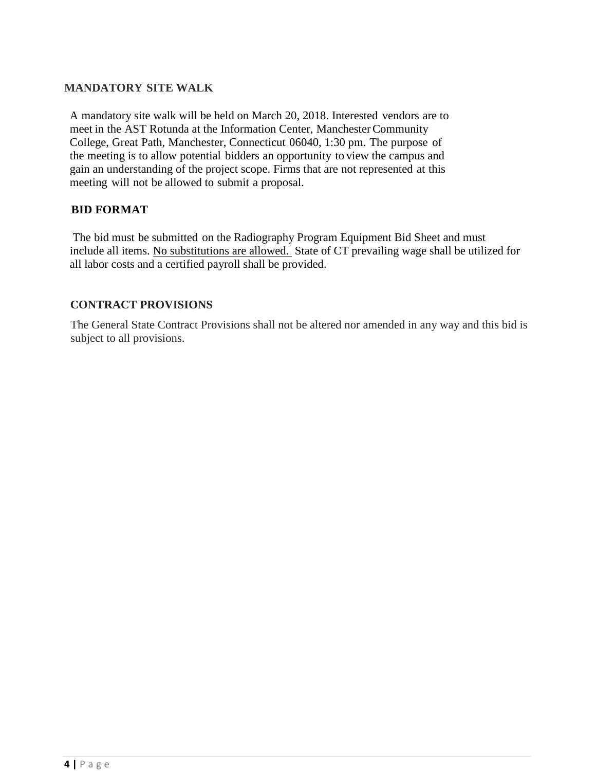## MANDATORY SITE WALK

A mandatory site walk will be held on March 20, 2018. Interested vendors are to meet in the AST Rotunda at the Information Center, Manchester Community College, Great Path, Manchester, Connecticut 06040, 1:30 pm. The purpose of the meeting is to allow potential bidders an opportunity to view the campus and gain an understanding of the project scope. Firms that are not represented at this meeting will not be allowed to submit a proposal.

## BID FORMAT

The bid must be submitted on the Radiography Program Equipment Bid Sheet and must include all items. No substitutions are allowed. State of CT prevailing wage shall be utilized for all labor costs and a certified payroll shall be provided.

## CONTRACT PROVISIONS

The General State Contract Provisions shall not be altered nor amended in any way and this bid is subject to all provisions.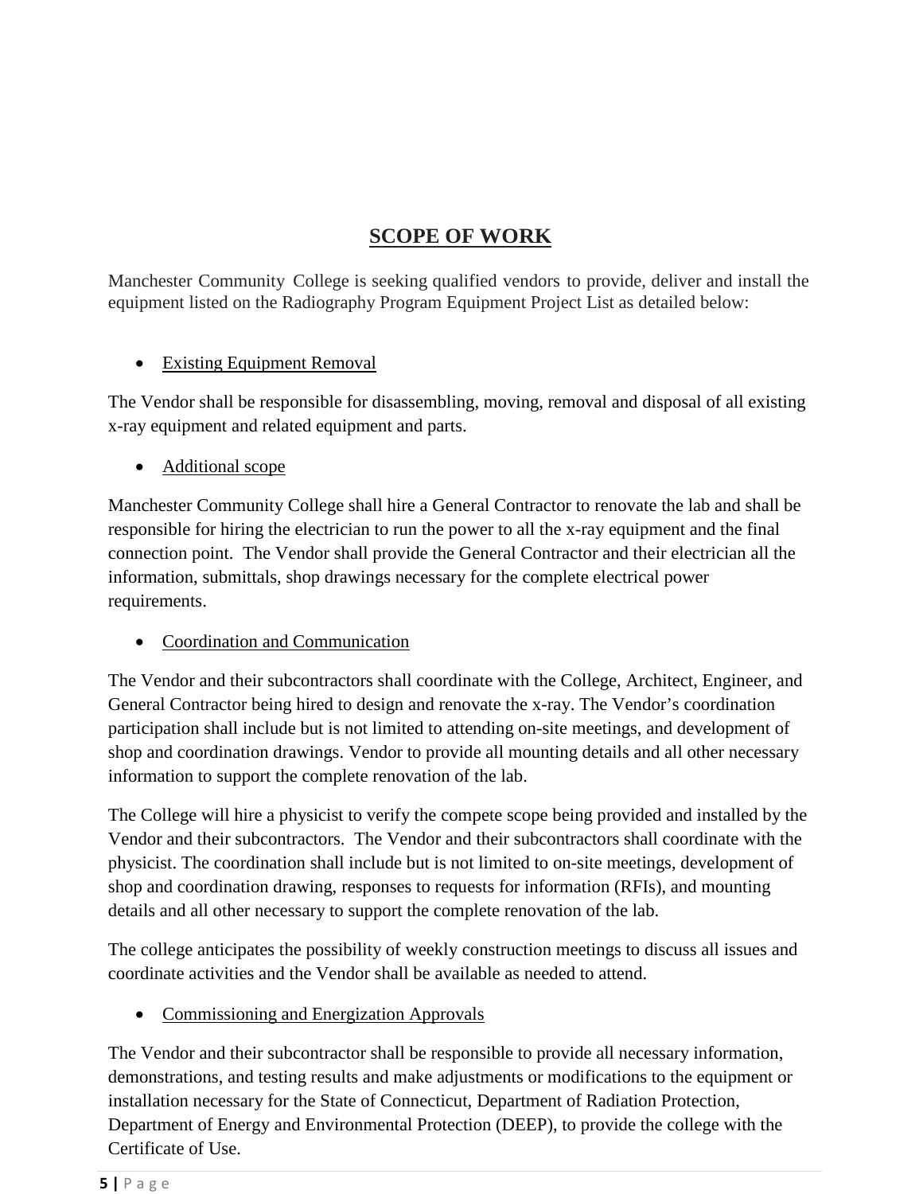## SCOPE OF WORK

Manchester Community College is seeking qualified vendors to provide, deliver and install the equipment listed on the Radiography Program Equipment Project List as detailed below:

- Existing Equipment Removal

The Vendor shall be responsible for disassembling, moving, removal and disposal of all existing x-ray equipment and related equipment and parts.

- Additional scope

Manchester Community College shall hire a General Contractor to renovate the lab and shall be responsible for hiring the electrician to run the power to all the x-ray equipment and the final connection point. The Vendor shall provide the General Contractor and their electrician all the information, submittals, shop drawings necessary for the complete electrical power requirements.

- Coordination and Communication

The Vendor and their subcontractors shall coordinate with the College, Architect, Engineer, and General Contractor being hired to design and renovate the x-ray. The Vendor's coordination participation shall include but is not limited to attending on-site meetings, and development of shop and coordination drawings. Vendor to provide all mounting details and all other necessary information to support the complete renovation of the lab.

The College will hire a physicist to verify the compete scope being provided and installed by the Vendor and their subcontractors. The Vendor and their subcontractors shall coordinate with the physicist. The coordination shall include but is not limited to on-site meetings, development of shop and coordination drawing, responses to requests for information (RFIs), and mounting details and all other necessary to support the complete renovation of the lab.

The college anticipates the possibility of weekly construction meetings to discuss all issues and coordinate activities and the Vendor shall be available as needed to attend.

- Commissioning and Energization Approvals

The Vendor and their subcontractor shall be responsible to provide all necessary information, demonstrations, and testing results and make adjustments or modifications to the equipment or installation necessary for the State of Connecticut, Department of Radiation Protection, Department of Energy and Environmental Protection (DEEP), to provide the college with the Certificate of Use.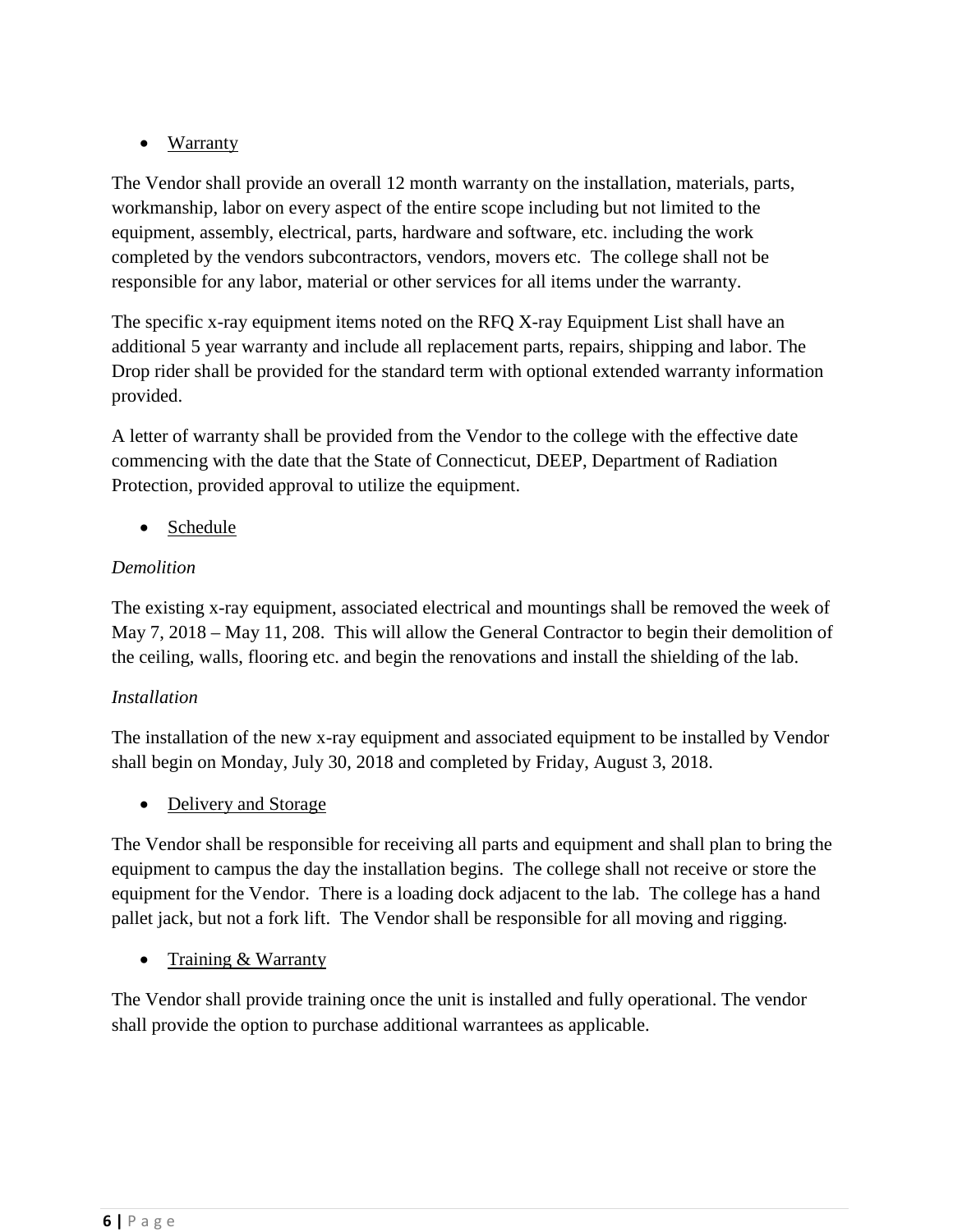- Warranty

The Vendor shall provide an overall 12 month warranty on the installation, materials, parts, workmanship, labor on every aspect of the entire scope including but not limited to the equipment, assembly, electrical, parts, hardware and software, etc. including the work completed by the vendors subcontractors, vendors, movers etc. The college shall not be responsible for any labor, material or other services for all items under the warranty.

The specific x-ray equipment items noted on the RFQ X-ray Equipment List shall have an additional 5 year warranty and include all replacement parts, repairs, shipping and labor. The Drop rider shall be provided for the standard term with optional extended warranty information provided.

A letter of warranty shall be provided from the Vendor to the college with the effective date commencing with the date that the State of Connecticut, DEEP, Department of Radiation Protection, provided approval to utilize the equipment.

- Schedule

*Demolition*

The existing x-ray equipment, associated electrical and mountings shall be removed the week of May 7, 2018 – May 11, 208. This will allow the General Contractor to begin their demolition of the ceiling, walls, flooring etc. and begin the renovations and install the shielding of the lab.

*Installation*

The installation of the new x-ray equipment and associated equipment to be installed by Vendor shall begin on Monday, July 30, 2018 and completed by Friday, August 3, 2018.

- Delivery and Storage

The Vendor shall be responsible for receiving all parts and equipment and shall plan to bring the equipment to campus the day the installation begins. The college shall not receive or store the equipment for the Vendor. There is a loading dock adjacent to the lab. The college has a hand pallet jack, but not a fork lift. The Vendor shall be responsible for all moving and rigging.

- Training & Warranty

The Vendor shall provide training once the unit is installed and fully operational. The vendor shall provide the option to purchase additional warrantees as applicable.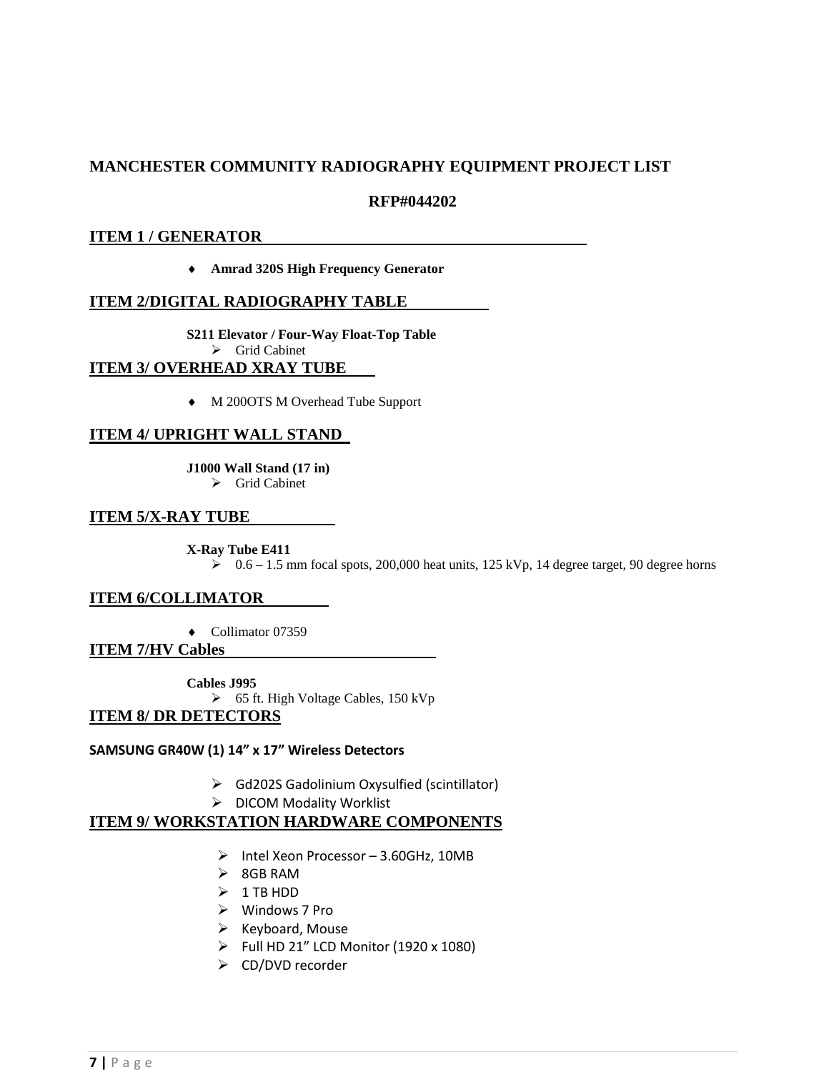# MANCHESTER COMMUNITY RADIOGRAPHY EQUIPMENT PROJECT LIST

## RFP#044202

## ITEM 1 / GENERATOR

- **Amrad 320S High Frequency Generator**

## ITEM 2/DIGITAL RADIOGRAPHY TABLE

**S211 Elevator / Four-Way Float-Top Table**

- Grid Cabinet

## ITEM 3/ OVERHEAD XRAY TUBE

- M 200OTS M Overhead Tube Support

## ITEM 4/ UPRIGHT WALL STAND

**J1000 Wall Stand (17 in)**

- Grid Cabinet

## ITEM 5/X-RAY TUBE

**X-Ray Tube E411**

- 0.6 – 1.5 mm focal spots, 200,000 heat units, 125 kVp, 14 degree target, 90 degree horns

## ITEM 6/COLLIMATOR

- Collimator 07359

## ITEM 7/HV Cables

**Cables J995**

- 65 ft. High Voltage Cables, 150 kVp

## ITEM 8/ DR DETECTORS

**SAMSUNG GR40W (1) 14" x 17" Wireless Detectors**

- Gd202S Gadolinium Oxysulfied (scintillator)
- DICOM Modality Worklist

## ITEM 9/ WORKSTATION HARDWARE COMPONENTS

- Intel Xeon Processor – 3.60GHz, 10MB
- 8GB RAM
- 1 TB HDD
- Windows 7 Pro
- Keyboard, Mouse
- Full HD 21" LCD Monitor (1920 x 1080)
- CD/DVD recorder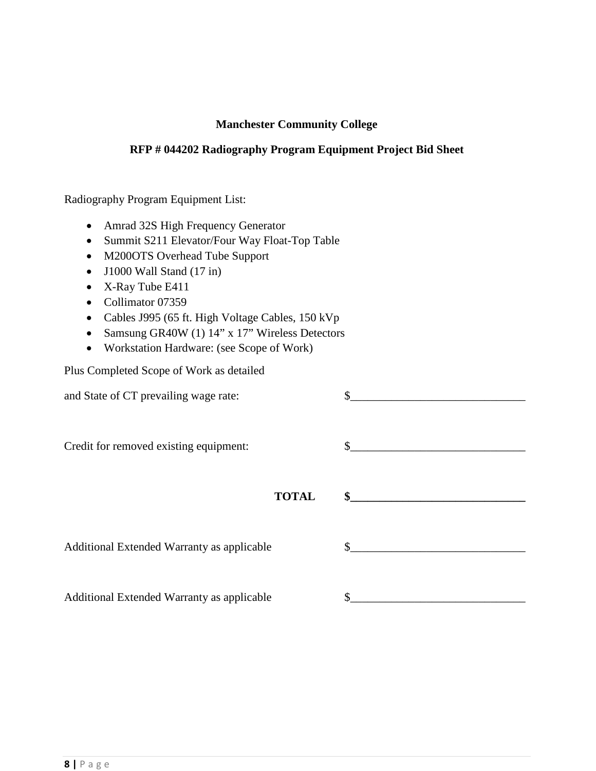**Manchester Community College**

**RFP # 044202 Radiography Program Equipment Project Bid Sheet**

Radiography Program Equipment List:

- Amrad 32S High Frequency Generator
- Summit S211 Elevator/Four Way Float-Top Table
- M200OTS Overhead Tube Support
- J1000 Wall Stand (17 in)
- X-Ray Tube E411
- Collimator 07359
- Cables J995 (65 ft. High Voltage Cables, 150 kVp
- Samsung GR40W (1) 14" x 17" Wireless Detectors
- Workstation Hardware: (see Scope of Work)

Plus Completed Scope of Work as detailed

and State of CT prevailing wage rate: $______________________________

Credit for removed existing equipment: $______________________________

**TOTAL $______________________________**

Additional Extended Warranty as applicable $______________________________

Additional Extended Warranty as applicable $______________________________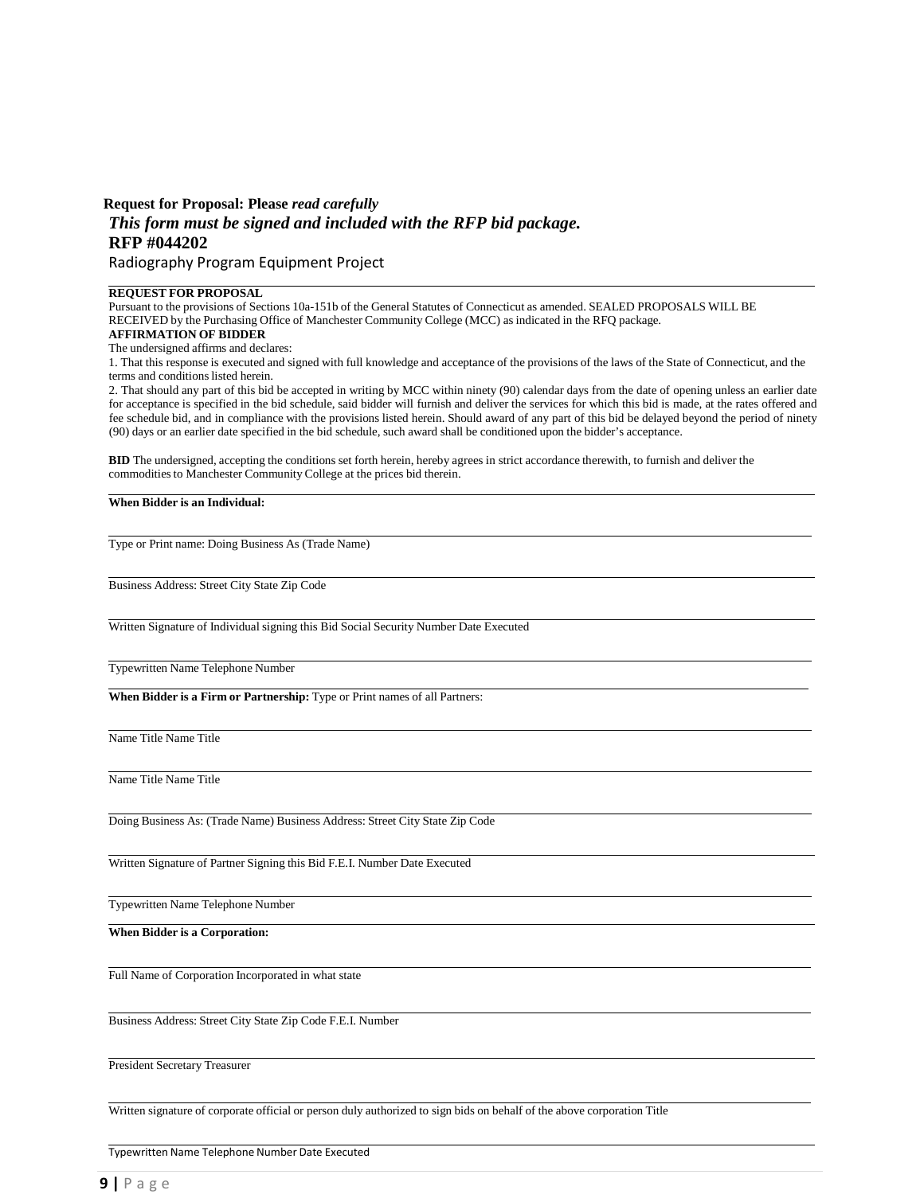**Request for Proposal: Please *read carefully***

***This form must be signed and included with the RFP bid package.***

**RFP #044202**

Radiography Program Equipment Project

---

**REQUEST FOR PROPOSAL**

Pursuant to the provisions of Sections 10a-151b of the General Statutes of Connecticut as amended. SEALED PROPOSALS WILL BE RECEIVED by the Purchasing Office of Manchester Community College (MCC) as indicated in the RFQ package.

**AFFIRMATION OF BIDDER**

The undersigned affirms and declares:

1. That this response is executed and signed with full knowledge and acceptance of the provisions of the laws of the State of Connecticut, and the terms and conditions listed herein.
2. That should any part of this bid be accepted in writing by MCC within ninety (90) calendar days from the date of opening unless an earlier date for acceptance is specified in the bid schedule, said bidder will furnish and deliver the services for which this bid is made, at the rates offered and fee schedule bid, and in compliance with the provisions listed herein. Should award of any part of this bid be delayed beyond the period of ninety (90) days or an earlier date specified in the bid schedule, such award shall be conditioned upon the bidder's acceptance.

**BID** The undersigned, accepting the conditions set forth herein, hereby agrees in strict accordance therewith, to furnish and deliver the commodities to Manchester Community College at the prices bid therein.

---

**When Bidder is an Individual:**

---

Type or Print name: Doing Business As (Trade Name)

---

Business Address: Street City State Zip Code

---

Written Signature of Individual signing this Bid Social Security Number Date Executed

---

Typewritten Name Telephone Number

---

**When Bidder is a Firm or Partnership:** Type or Print names of all Partners:

---

Name Title Name Title

---

Name Title Name Title

---

Doing Business As: (Trade Name) Business Address: Street City State Zip Code

---

Written Signature of Partner Signing this Bid F.E.I. Number Date Executed

---

Typewritten Name Telephone Number

---

**When Bidder is a Corporation:**

---

Full Name of Corporation Incorporated in what state

---

Business Address: Street City State Zip Code F.E.I. Number

---

President Secretary Treasurer

---

Written signature of corporate official or person duly authorized to sign bids on behalf of the above corporation Title

---

Typewritten Name Telephone Number Date Executed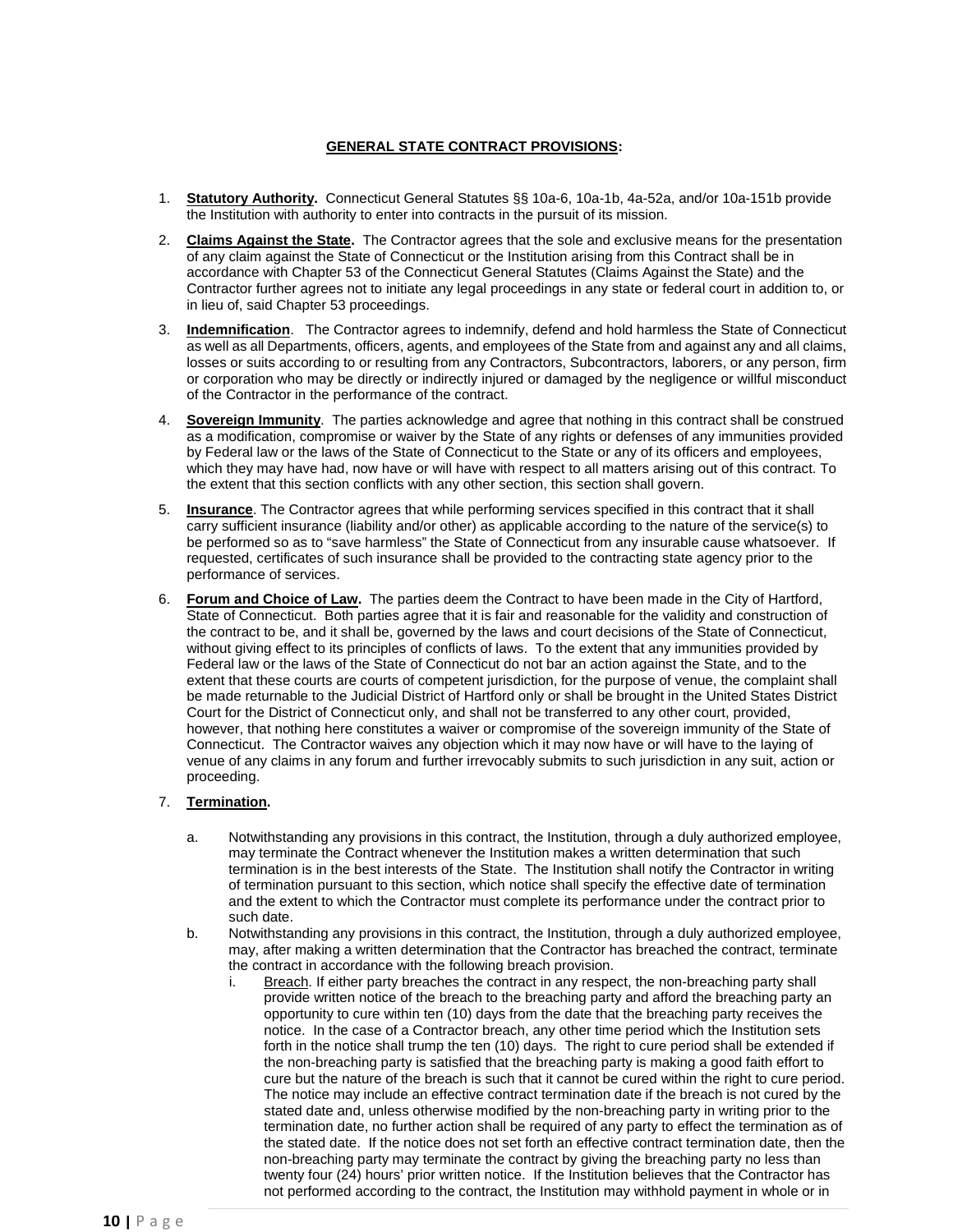**GENERAL STATE CONTRACT PROVISIONS:**

1. **Statutory Authority.** Connecticut General Statutes §§ 10a-6, 10a-1b, 4a-52a, and/or 10a-151b provide the Institution with authority to enter into contracts in the pursuit of its mission.

2. **Claims Against the State.** The Contractor agrees that the sole and exclusive means for the presentation of any claim against the State of Connecticut or the Institution arising from this Contract shall be in accordance with Chapter 53 of the Connecticut General Statutes (Claims Against the State) and the Contractor further agrees not to initiate any legal proceedings in any state or federal court in addition to, or in lieu of, said Chapter 53 proceedings.

3. **Indemnification**. The Contractor agrees to indemnify, defend and hold harmless the State of Connecticut as well as all Departments, officers, agents, and employees of the State from and against any and all claims, losses or suits according to or resulting from any Contractors, Subcontractors, laborers, or any person, firm or corporation who may be directly or indirectly injured or damaged by the negligence or willful misconduct of the Contractor in the performance of the contract.

4. **Sovereign Immunity**. The parties acknowledge and agree that nothing in this contract shall be construed as a modification, compromise or waiver by the State of any rights or defenses of any immunities provided by Federal law or the laws of the State of Connecticut to the State or any of its officers and employees, which they may have had, now have or will have with respect to all matters arising out of this contract. To the extent that this section conflicts with any other section, this section shall govern.

5. **Insurance**. The Contractor agrees that while performing services specified in this contract that it shall carry sufficient insurance (liability and/or other) as applicable according to the nature of the service(s) to be performed so as to "save harmless" the State of Connecticut from any insurable cause whatsoever. If requested, certificates of such insurance shall be provided to the contracting state agency prior to the performance of services.

6. **Forum and Choice of Law.** The parties deem the Contract to have been made in the City of Hartford, State of Connecticut. Both parties agree that it is fair and reasonable for the validity and construction of the contract to be, and it shall be, governed by the laws and court decisions of the State of Connecticut, without giving effect to its principles of conflicts of laws. To the extent that any immunities provided by Federal law or the laws of the State of Connecticut do not bar an action against the State, and to the extent that these courts are courts of competent jurisdiction, for the purpose of venue, the complaint shall be made returnable to the Judicial District of Hartford only or shall be brought in the United States District Court for the District of Connecticut only, and shall not be transferred to any other court, provided, however, that nothing here constitutes a waiver or compromise of the sovereign immunity of the State of Connecticut. The Contractor waives any objection which it may now have or will have to the laying of venue of any claims in any forum and further irrevocably submits to such jurisdiction in any suit, action or proceeding.

7. **Termination.**

   a. Notwithstanding any provisions in this contract, the Institution, through a duly authorized employee, may terminate the Contract whenever the Institution makes a written determination that such termination is in the best interests of the State. The Institution shall notify the Contractor in writing of termination pursuant to this section, which notice shall specify the effective date of termination and the extent to which the Contractor must complete its performance under the contract prior to such date.

   b. Notwithstanding any provisions in this contract, the Institution, through a duly authorized employee, may, after making a written determination that the Contractor has breached the contract, terminate the contract in accordance with the following breach provision.

      i. Breach. If either party breaches the contract in any respect, the non-breaching party shall provide written notice of the breach to the breaching party and afford the breaching party an opportunity to cure within ten (10) days from the date that the breaching party receives the notice. In the case of a Contractor breach, any other time period which the Institution sets forth in the notice shall trump the ten (10) days. The right to cure period shall be extended if the non-breaching party is satisfied that the breaching party is making a good faith effort to cure but the nature of the breach is such that it cannot be cured within the right to cure period. The notice may include an effective contract termination date if the breach is not cured by the stated date and, unless otherwise modified by the non-breaching party in writing prior to the termination date, no further action shall be required of any party to effect the termination as of the stated date. If the notice does not set forth an effective contract termination date, then the non-breaching party may terminate the contract by giving the breaching party no less than twenty four (24) hours' prior written notice. If the Institution believes that the Contractor has not performed according to the contract, the Institution may withhold payment in whole or in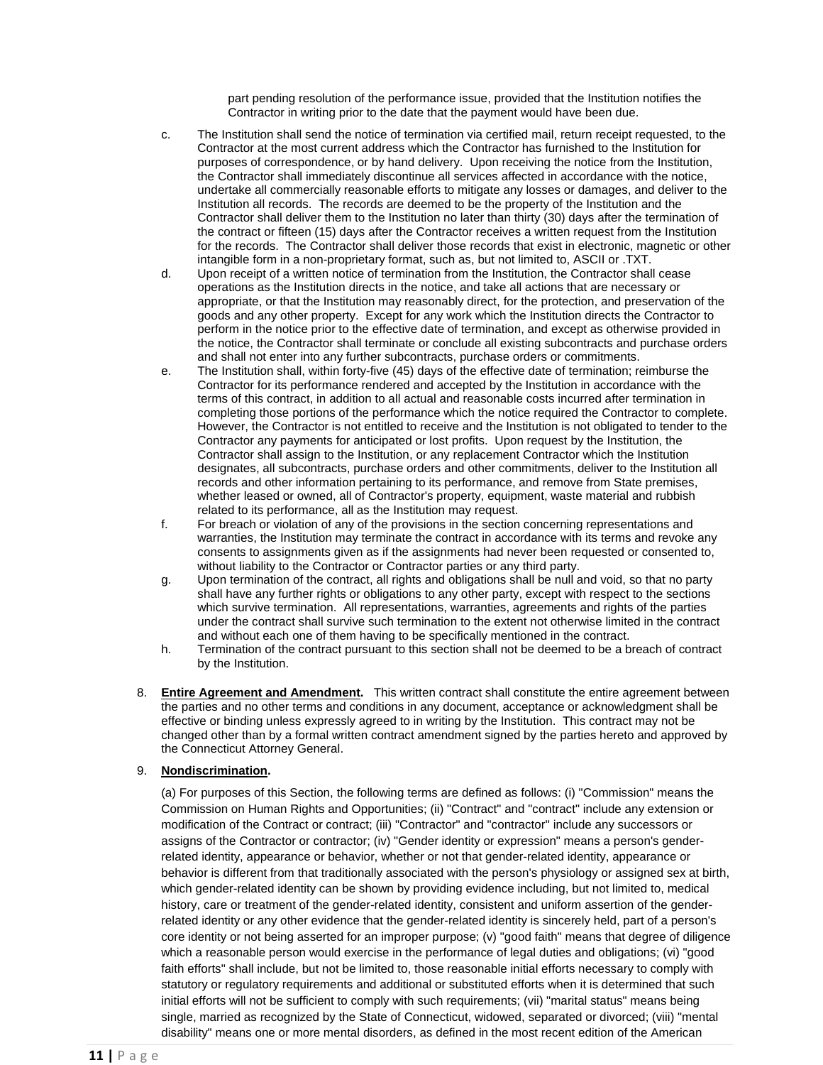part pending resolution of the performance issue, provided that the Institution notifies the Contractor in writing prior to the date that the payment would have been due.

c. The Institution shall send the notice of termination via certified mail, return receipt requested, to the Contractor at the most current address which the Contractor has furnished to the Institution for purposes of correspondence, or by hand delivery. Upon receiving the notice from the Institution, the Contractor shall immediately discontinue all services affected in accordance with the notice, undertake all commercially reasonable efforts to mitigate any losses or damages, and deliver to the Institution all records. The records are deemed to be the property of the Institution and the Contractor shall deliver them to the Institution no later than thirty (30) days after the termination of the contract or fifteen (15) days after the Contractor receives a written request from the Institution for the records. The Contractor shall deliver those records that exist in electronic, magnetic or other intangible form in a non-proprietary format, such as, but not limited to, ASCII or .TXT.

d. Upon receipt of a written notice of termination from the Institution, the Contractor shall cease operations as the Institution directs in the notice, and take all actions that are necessary or appropriate, or that the Institution may reasonably direct, for the protection, and preservation of the goods and any other property. Except for any work which the Institution directs the Contractor to perform in the notice prior to the effective date of termination, and except as otherwise provided in the notice, the Contractor shall terminate or conclude all existing subcontracts and purchase orders and shall not enter into any further subcontracts, purchase orders or commitments.

e. The Institution shall, within forty-five (45) days of the effective date of termination; reimburse the Contractor for its performance rendered and accepted by the Institution in accordance with the terms of this contract, in addition to all actual and reasonable costs incurred after termination in completing those portions of the performance which the notice required the Contractor to complete. However, the Contractor is not entitled to receive and the Institution is not obligated to tender to the Contractor any payments for anticipated or lost profits. Upon request by the Institution, the Contractor shall assign to the Institution, or any replacement Contractor which the Institution designates, all subcontracts, purchase orders and other commitments, deliver to the Institution all records and other information pertaining to its performance, and remove from State premises, whether leased or owned, all of Contractor's property, equipment, waste material and rubbish related to its performance, all as the Institution may request.

f. For breach or violation of any of the provisions in the section concerning representations and warranties, the Institution may terminate the contract in accordance with its terms and revoke any consents to assignments given as if the assignments had never been requested or consented to, without liability to the Contractor or Contractor parties or any third party.

g. Upon termination of the contract, all rights and obligations shall be null and void, so that no party shall have any further rights or obligations to any other party, except with respect to the sections which survive termination. All representations, warranties, agreements and rights of the parties under the contract shall survive such termination to the extent not otherwise limited in the contract and without each one of them having to be specifically mentioned in the contract.

h. Termination of the contract pursuant to this section shall not be deemed to be a breach of contract by the Institution.

8. **Entire Agreement and Amendment.** This written contract shall constitute the entire agreement between the parties and no other terms and conditions in any document, acceptance or acknowledgment shall be effective or binding unless expressly agreed to in writing by the Institution. This contract may not be changed other than by a formal written contract amendment signed by the parties hereto and approved by the Connecticut Attorney General.

9. **Nondiscrimination.**

(a) For purposes of this Section, the following terms are defined as follows: (i) "Commission" means the Commission on Human Rights and Opportunities; (ii) "Contract" and "contract" include any extension or modification of the Contract or contract; (iii) "Contractor" and "contractor" include any successors or assigns of the Contractor or contractor; (iv) "Gender identity or expression" means a person's gender-related identity, appearance or behavior, whether or not that gender-related identity, appearance or behavior is different from that traditionally associated with the person's physiology or assigned sex at birth, which gender-related identity can be shown by providing evidence including, but not limited to, medical history, care or treatment of the gender-related identity, consistent and uniform assertion of the gender-related identity or any other evidence that the gender-related identity is sincerely held, part of a person's core identity or not being asserted for an improper purpose; (v) "good faith" means that degree of diligence which a reasonable person would exercise in the performance of legal duties and obligations; (vi) "good faith efforts" shall include, but not be limited to, those reasonable initial efforts necessary to comply with statutory or regulatory requirements and additional or substituted efforts when it is determined that such initial efforts will not be sufficient to comply with such requirements; (vii) "marital status" means being single, married as recognized by the State of Connecticut, widowed, separated or divorced; (viii) "mental disability" means one or more mental disorders, as defined in the most recent edition of the American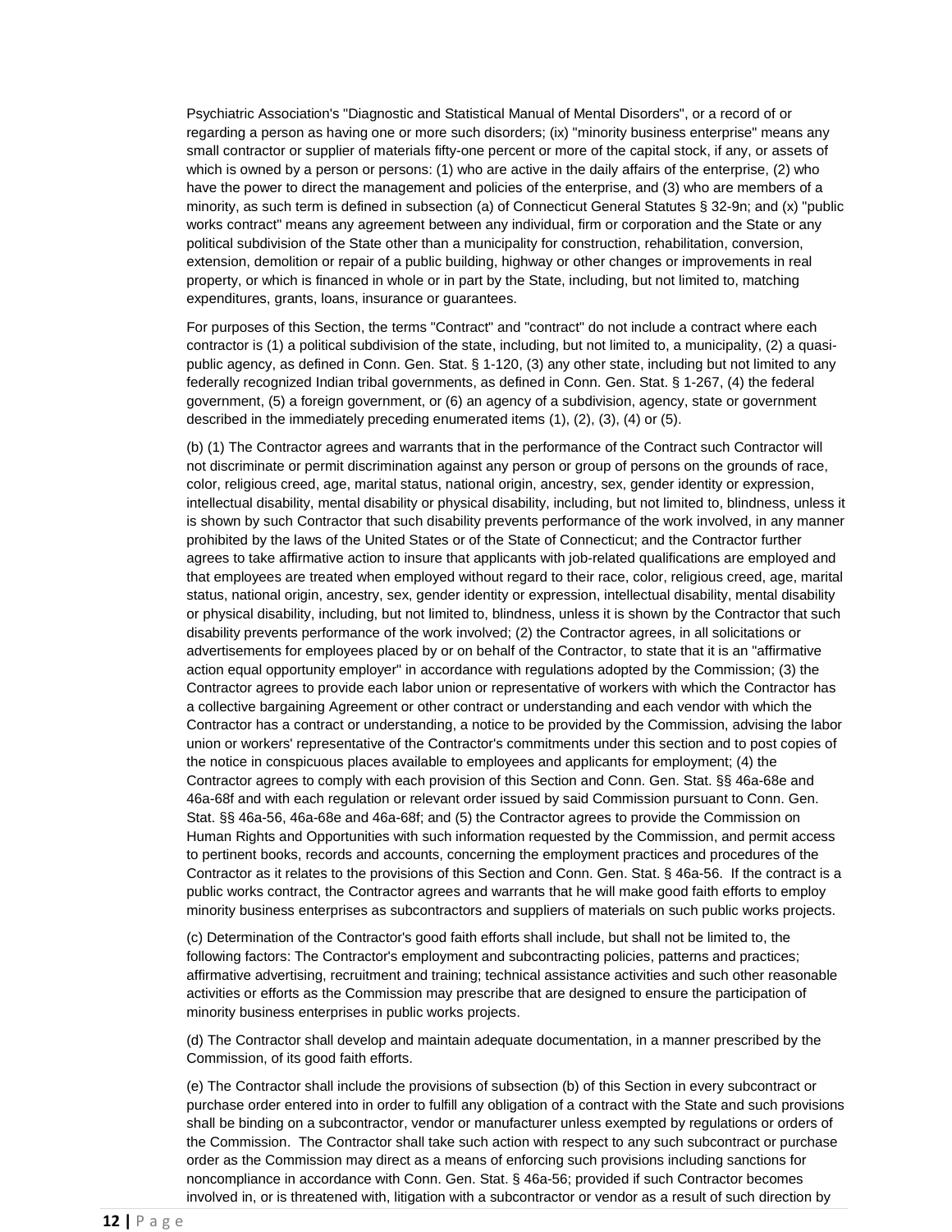Psychiatric Association's "Diagnostic and Statistical Manual of Mental Disorders", or a record of or regarding a person as having one or more such disorders; (ix) "minority business enterprise" means any small contractor or supplier of materials fifty-one percent or more of the capital stock, if any, or assets of which is owned by a person or persons: (1) who are active in the daily affairs of the enterprise, (2) who have the power to direct the management and policies of the enterprise, and (3) who are members of a minority, as such term is defined in subsection (a) of Connecticut General Statutes § 32-9n; and (x) "public works contract" means any agreement between any individual, firm or corporation and the State or any political subdivision of the State other than a municipality for construction, rehabilitation, conversion, extension, demolition or repair of a public building, highway or other changes or improvements in real property, or which is financed in whole or in part by the State, including, but not limited to, matching expenditures, grants, loans, insurance or guarantees.

For purposes of this Section, the terms "Contract" and "contract" do not include a contract where each contractor is (1) a political subdivision of the state, including, but not limited to, a municipality, (2) a quasi-public agency, as defined in Conn. Gen. Stat. § 1-120, (3) any other state, including but not limited to any federally recognized Indian tribal governments, as defined in Conn. Gen. Stat. § 1-267, (4) the federal government, (5) a foreign government, or (6) an agency of a subdivision, agency, state or government described in the immediately preceding enumerated items (1), (2), (3), (4) or (5).

(b) (1) The Contractor agrees and warrants that in the performance of the Contract such Contractor will not discriminate or permit discrimination against any person or group of persons on the grounds of race, color, religious creed, age, marital status, national origin, ancestry, sex, gender identity or expression, intellectual disability, mental disability or physical disability, including, but not limited to, blindness, unless it is shown by such Contractor that such disability prevents performance of the work involved, in any manner prohibited by the laws of the United States or of the State of Connecticut; and the Contractor further agrees to take affirmative action to insure that applicants with job-related qualifications are employed and that employees are treated when employed without regard to their race, color, religious creed, age, marital status, national origin, ancestry, sex, gender identity or expression, intellectual disability, mental disability or physical disability, including, but not limited to, blindness, unless it is shown by the Contractor that such disability prevents performance of the work involved; (2) the Contractor agrees, in all solicitations or advertisements for employees placed by or on behalf of the Contractor, to state that it is an "affirmative action equal opportunity employer" in accordance with regulations adopted by the Commission; (3) the Contractor agrees to provide each labor union or representative of workers with which the Contractor has a collective bargaining Agreement or other contract or understanding and each vendor with which the Contractor has a contract or understanding, a notice to be provided by the Commission, advising the labor union or workers' representative of the Contractor's commitments under this section and to post copies of the notice in conspicuous places available to employees and applicants for employment; (4) the Contractor agrees to comply with each provision of this Section and Conn. Gen. Stat. §§ 46a-68e and 46a-68f and with each regulation or relevant order issued by said Commission pursuant to Conn. Gen. Stat. §§ 46a-56, 46a-68e and 46a-68f; and (5) the Contractor agrees to provide the Commission on Human Rights and Opportunities with such information requested by the Commission, and permit access to pertinent books, records and accounts, concerning the employment practices and procedures of the Contractor as it relates to the provisions of this Section and Conn. Gen. Stat. § 46a-56. If the contract is a public works contract, the Contractor agrees and warrants that he will make good faith efforts to employ minority business enterprises as subcontractors and suppliers of materials on such public works projects.

(c) Determination of the Contractor's good faith efforts shall include, but shall not be limited to, the following factors: The Contractor's employment and subcontracting policies, patterns and practices; affirmative advertising, recruitment and training; technical assistance activities and such other reasonable activities or efforts as the Commission may prescribe that are designed to ensure the participation of minority business enterprises in public works projects.

(d) The Contractor shall develop and maintain adequate documentation, in a manner prescribed by the Commission, of its good faith efforts.

(e) The Contractor shall include the provisions of subsection (b) of this Section in every subcontract or purchase order entered into in order to fulfill any obligation of a contract with the State and such provisions shall be binding on a subcontractor, vendor or manufacturer unless exempted by regulations or orders of the Commission. The Contractor shall take such action with respect to any such subcontract or purchase order as the Commission may direct as a means of enforcing such provisions including sanctions for noncompliance in accordance with Conn. Gen. Stat. § 46a-56; provided if such Contractor becomes involved in, or is threatened with, litigation with a subcontractor or vendor as a result of such direction by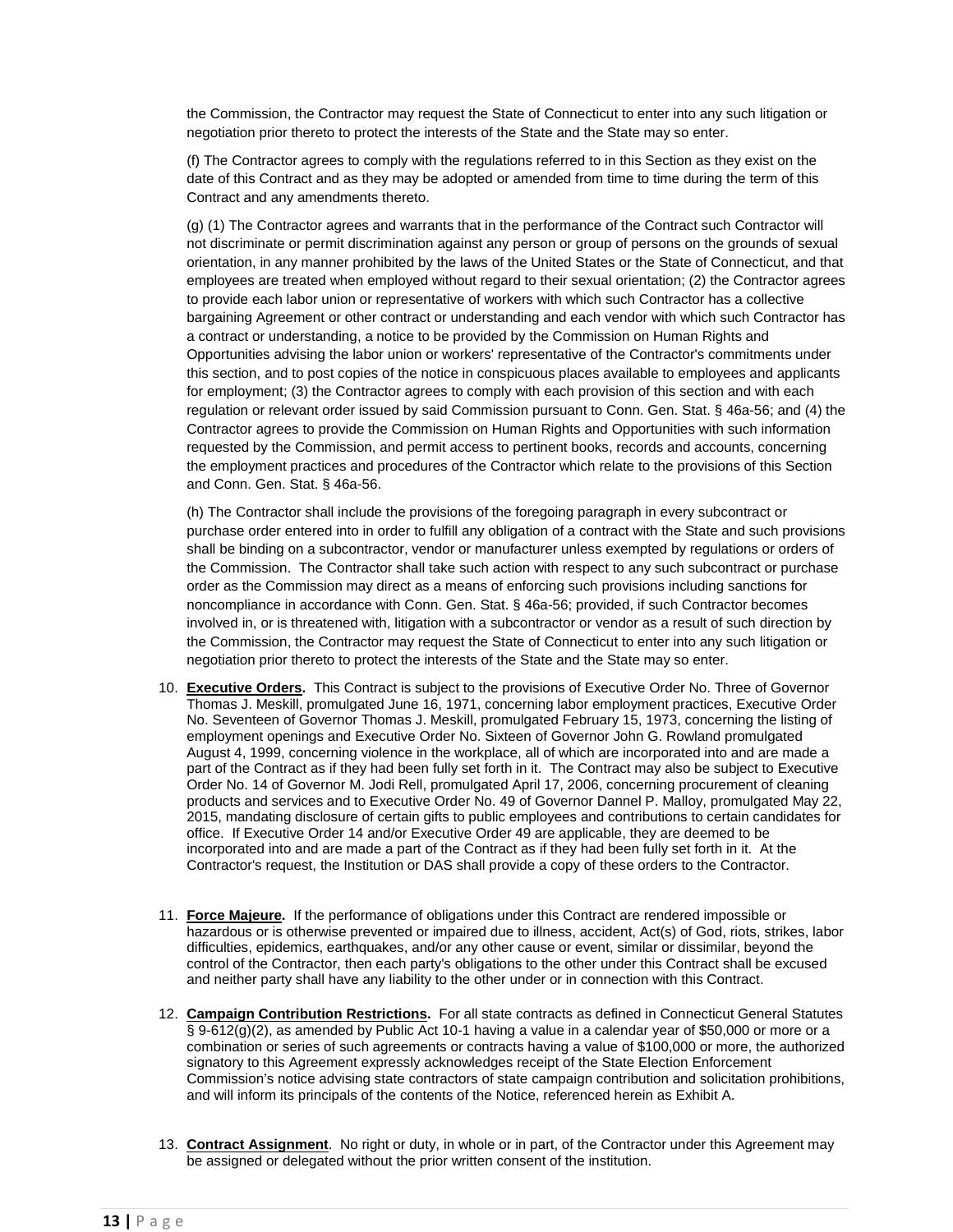the Commission, the Contractor may request the State of Connecticut to enter into any such litigation or negotiation prior thereto to protect the interests of the State and the State may so enter.

(f) The Contractor agrees to comply with the regulations referred to in this Section as they exist on the date of this Contract and as they may be adopted or amended from time to time during the term of this Contract and any amendments thereto.

(g) (1) The Contractor agrees and warrants that in the performance of the Contract such Contractor will not discriminate or permit discrimination against any person or group of persons on the grounds of sexual orientation, in any manner prohibited by the laws of the United States or the State of Connecticut, and that employees are treated when employed without regard to their sexual orientation; (2) the Contractor agrees to provide each labor union or representative of workers with which such Contractor has a collective bargaining Agreement or other contract or understanding and each vendor with which such Contractor has a contract or understanding, a notice to be provided by the Commission on Human Rights and Opportunities advising the labor union or workers' representative of the Contractor's commitments under this section, and to post copies of the notice in conspicuous places available to employees and applicants for employment; (3) the Contractor agrees to comply with each provision of this section and with each regulation or relevant order issued by said Commission pursuant to Conn. Gen. Stat. § 46a-56; and (4) the Contractor agrees to provide the Commission on Human Rights and Opportunities with such information requested by the Commission, and permit access to pertinent books, records and accounts, concerning the employment practices and procedures of the Contractor which relate to the provisions of this Section and Conn. Gen. Stat. § 46a-56.

(h) The Contractor shall include the provisions of the foregoing paragraph in every subcontract or purchase order entered into in order to fulfill any obligation of a contract with the State and such provisions shall be binding on a subcontractor, vendor or manufacturer unless exempted by regulations or orders of the Commission. The Contractor shall take such action with respect to any such subcontract or purchase order as the Commission may direct as a means of enforcing such provisions including sanctions for noncompliance in accordance with Conn. Gen. Stat. § 46a-56; provided, if such Contractor becomes involved in, or is threatened with, litigation with a subcontractor or vendor as a result of such direction by the Commission, the Contractor may request the State of Connecticut to enter into any such litigation or negotiation prior thereto to protect the interests of the State and the State may so enter.

10. **Executive Orders.** This Contract is subject to the provisions of Executive Order No. Three of Governor Thomas J. Meskill, promulgated June 16, 1971, concerning labor employment practices, Executive Order No. Seventeen of Governor Thomas J. Meskill, promulgated February 15, 1973, concerning the listing of employment openings and Executive Order No. Sixteen of Governor John G. Rowland promulgated August 4, 1999, concerning violence in the workplace, all of which are incorporated into and are made a part of the Contract as if they had been fully set forth in it. The Contract may also be subject to Executive Order No. 14 of Governor M. Jodi Rell, promulgated April 17, 2006, concerning procurement of cleaning products and services and to Executive Order No. 49 of Governor Dannel P. Malloy, promulgated May 22, 2015, mandating disclosure of certain gifts to public employees and contributions to certain candidates for office. If Executive Order 14 and/or Executive Order 49 are applicable, they are deemed to be incorporated into and are made a part of the Contract as if they had been fully set forth in it. At the Contractor's request, the Institution or DAS shall provide a copy of these orders to the Contractor.

11. **Force Majeure.** If the performance of obligations under this Contract are rendered impossible or hazardous or is otherwise prevented or impaired due to illness, accident, Act(s) of God, riots, strikes, labor difficulties, epidemics, earthquakes, and/or any other cause or event, similar or dissimilar, beyond the control of the Contractor, then each party's obligations to the other under this Contract shall be excused and neither party shall have any liability to the other under or in connection with this Contract.

12. **Campaign Contribution Restrictions.** For all state contracts as defined in Connecticut General Statutes § 9-612(g)(2), as amended by Public Act 10-1 having a value in a calendar year of $50,000 or more or a combination or series of such agreements or contracts having a value of $100,000 or more, the authorized signatory to this Agreement expressly acknowledges receipt of the State Election Enforcement Commission's notice advising state contractors of state campaign contribution and solicitation prohibitions, and will inform its principals of the contents of the Notice, referenced herein as Exhibit A.

13. **Contract Assignment**. No right or duty, in whole or in part, of the Contractor under this Agreement may be assigned or delegated without the prior written consent of the institution.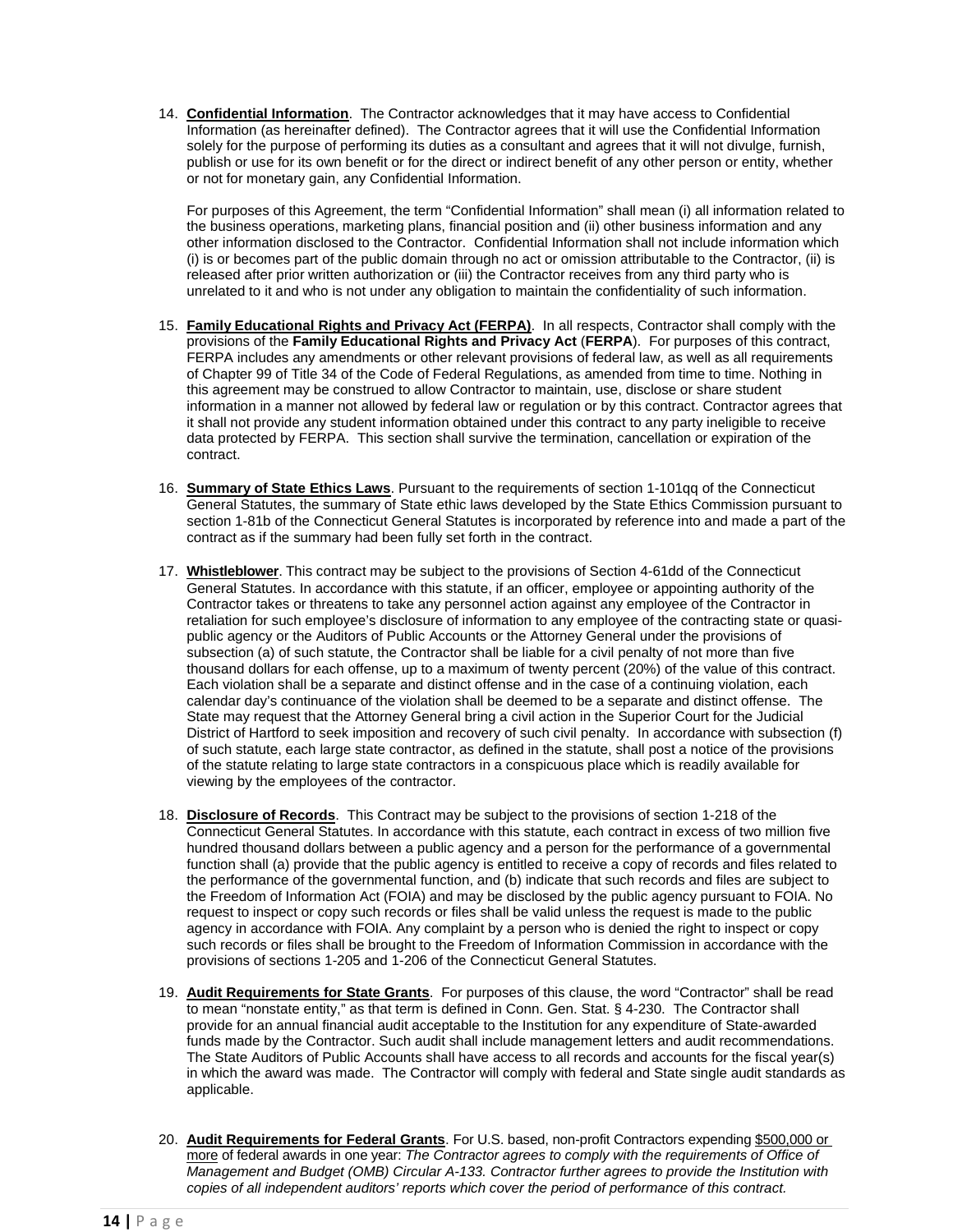14. **Confidential Information**. The Contractor acknowledges that it may have access to Confidential Information (as hereinafter defined). The Contractor agrees that it will use the Confidential Information solely for the purpose of performing its duties as a consultant and agrees that it will not divulge, furnish, publish or use for its own benefit or for the direct or indirect benefit of any other person or entity, whether or not for monetary gain, any Confidential Information.

    For purposes of this Agreement, the term "Confidential Information" shall mean (i) all information related to the business operations, marketing plans, financial position and (ii) other business information and any other information disclosed to the Contractor. Confidential Information shall not include information which (i) is or becomes part of the public domain through no act or omission attributable to the Contractor, (ii) is released after prior written authorization or (iii) the Contractor receives from any third party who is unrelated to it and who is not under any obligation to maintain the confidentiality of such information.

15. **Family Educational Rights and Privacy Act (FERPA)**. In all respects, Contractor shall comply with the provisions of the **Family Educational Rights and Privacy Act** (**FERPA**). For purposes of this contract, FERPA includes any amendments or other relevant provisions of federal law, as well as all requirements of Chapter 99 of Title 34 of the Code of Federal Regulations, as amended from time to time. Nothing in this agreement may be construed to allow Contractor to maintain, use, disclose or share student information in a manner not allowed by federal law or regulation or by this contract. Contractor agrees that it shall not provide any student information obtained under this contract to any party ineligible to receive data protected by FERPA. This section shall survive the termination, cancellation or expiration of the contract.

16. **Summary of State Ethics Laws**. Pursuant to the requirements of section 1-101qq of the Connecticut General Statutes, the summary of State ethic laws developed by the State Ethics Commission pursuant to section 1-81b of the Connecticut General Statutes is incorporated by reference into and made a part of the contract as if the summary had been fully set forth in the contract.

17. **Whistleblower**. This contract may be subject to the provisions of Section 4-61dd of the Connecticut General Statutes. In accordance with this statute, if an officer, employee or appointing authority of the Contractor takes or threatens to take any personnel action against any employee of the Contractor in retaliation for such employee's disclosure of information to any employee of the contracting state or quasi-public agency or the Auditors of Public Accounts or the Attorney General under the provisions of subsection (a) of such statute, the Contractor shall be liable for a civil penalty of not more than five thousand dollars for each offense, up to a maximum of twenty percent (20%) of the value of this contract. Each violation shall be a separate and distinct offense and in the case of a continuing violation, each calendar day's continuance of the violation shall be deemed to be a separate and distinct offense. The State may request that the Attorney General bring a civil action in the Superior Court for the Judicial District of Hartford to seek imposition and recovery of such civil penalty. In accordance with subsection (f) of such statute, each large state contractor, as defined in the statute, shall post a notice of the provisions of the statute relating to large state contractors in a conspicuous place which is readily available for viewing by the employees of the contractor.

18. **Disclosure of Records**. This Contract may be subject to the provisions of section 1-218 of the Connecticut General Statutes. In accordance with this statute, each contract in excess of two million five hundred thousand dollars between a public agency and a person for the performance of a governmental function shall (a) provide that the public agency is entitled to receive a copy of records and files related to the performance of the governmental function, and (b) indicate that such records and files are subject to the Freedom of Information Act (FOIA) and may be disclosed by the public agency pursuant to FOIA. No request to inspect or copy such records or files shall be valid unless the request is made to the public agency in accordance with FOIA. Any complaint by a person who is denied the right to inspect or copy such records or files shall be brought to the Freedom of Information Commission in accordance with the provisions of sections 1-205 and 1-206 of the Connecticut General Statutes.

19. **Audit Requirements for State Grants**. For purposes of this clause, the word "Contractor" shall be read to mean "nonstate entity," as that term is defined in Conn. Gen. Stat. § 4-230. The Contractor shall provide for an annual financial audit acceptable to the Institution for any expenditure of State-awarded funds made by the Contractor. Such audit shall include management letters and audit recommendations. The State Auditors of Public Accounts shall have access to all records and accounts for the fiscal year(s) in which the award was made. The Contractor will comply with federal and State single audit standards as applicable.

20. **Audit Requirements for Federal Grants**. For U.S. based, non-profit Contractors expending <u>$500,000 or more</u> of federal awards in one year: *The Contractor agrees to comply with the requirements of Office of Management and Budget (OMB) Circular A-133. Contractor further agrees to provide the Institution with copies of all independent auditors' reports which cover the period of performance of this contract.*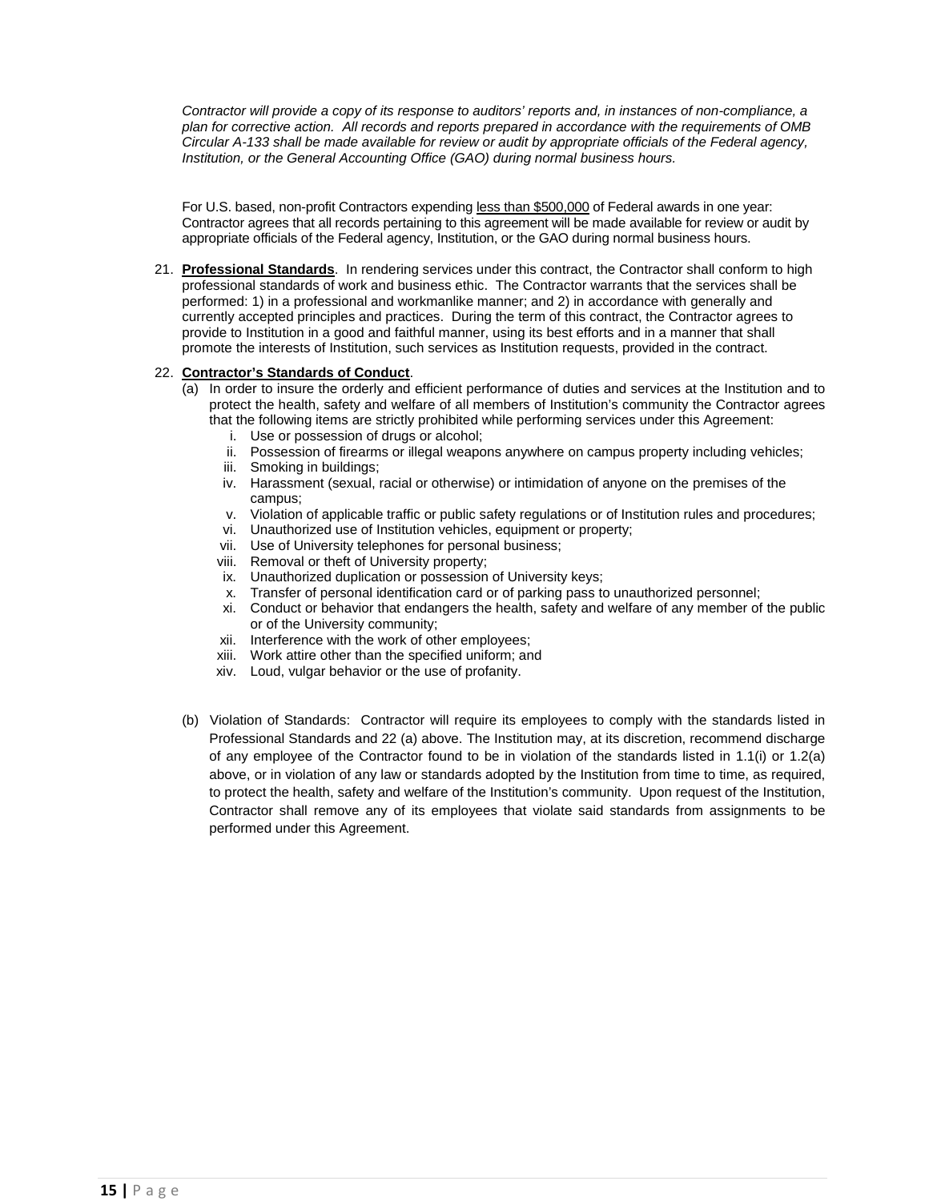*Contractor will provide a copy of its response to auditors' reports and, in instances of non-compliance, a plan for corrective action. All records and reports prepared in accordance with the requirements of OMB Circular A-133 shall be made available for review or audit by appropriate officials of the Federal agency, Institution, or the General Accounting Office (GAO) during normal business hours.*

For U.S. based, non-profit Contractors expending <u>less than $500,000</u> of Federal awards in one year: Contractor agrees that all records pertaining to this agreement will be made available for review or audit by appropriate officials of the Federal agency, Institution, or the GAO during normal business hours.

21. **<u>Professional Standards</u>**. In rendering services under this contract, the Contractor shall conform to high professional standards of work and business ethic. The Contractor warrants that the services shall be performed: 1) in a professional and workmanlike manner; and 2) in accordance with generally and currently accepted principles and practices. During the term of this contract, the Contractor agrees to provide to Institution in a good and faithful manner, using its best efforts and in a manner that shall promote the interests of Institution, such services as Institution requests, provided in the contract.

22. **<u>Contractor's Standards of Conduct</u>**.
    (a) In order to insure the orderly and efficient performance of duties and services at the Institution and to protect the health, safety and welfare of all members of Institution's community the Contractor agrees that the following items are strictly prohibited while performing services under this Agreement:
        i. Use or possession of drugs or alcohol;
        ii. Possession of firearms or illegal weapons anywhere on campus property including vehicles;
        iii. Smoking in buildings;
        iv. Harassment (sexual, racial or otherwise) or intimidation of anyone on the premises of the campus;
        v. Violation of applicable traffic or public safety regulations or of Institution rules and procedures;
        vi. Unauthorized use of Institution vehicles, equipment or property;
        vii. Use of University telephones for personal business;
        viii. Removal or theft of University property;
        ix. Unauthorized duplication or possession of University keys;
        x. Transfer of personal identification card or of parking pass to unauthorized personnel;
        xi. Conduct or behavior that endangers the health, safety and welfare of any member of the public or of the University community;
        xii. Interference with the work of other employees;
        xiii. Work attire other than the specified uniform; and
        xiv. Loud, vulgar behavior or the use of profanity.

    (b) Violation of Standards: Contractor will require its employees to comply with the standards listed in Professional Standards and 22 (a) above. The Institution may, at its discretion, recommend discharge of any employee of the Contractor found to be in violation of the standards listed in 1.1(i) or 1.2(a) above, or in violation of any law or standards adopted by the Institution from time to time, as required, to protect the health, safety and welfare of the Institution's community. Upon request of the Institution, Contractor shall remove any of its employees that violate said standards from assignments to be performed under this Agreement.